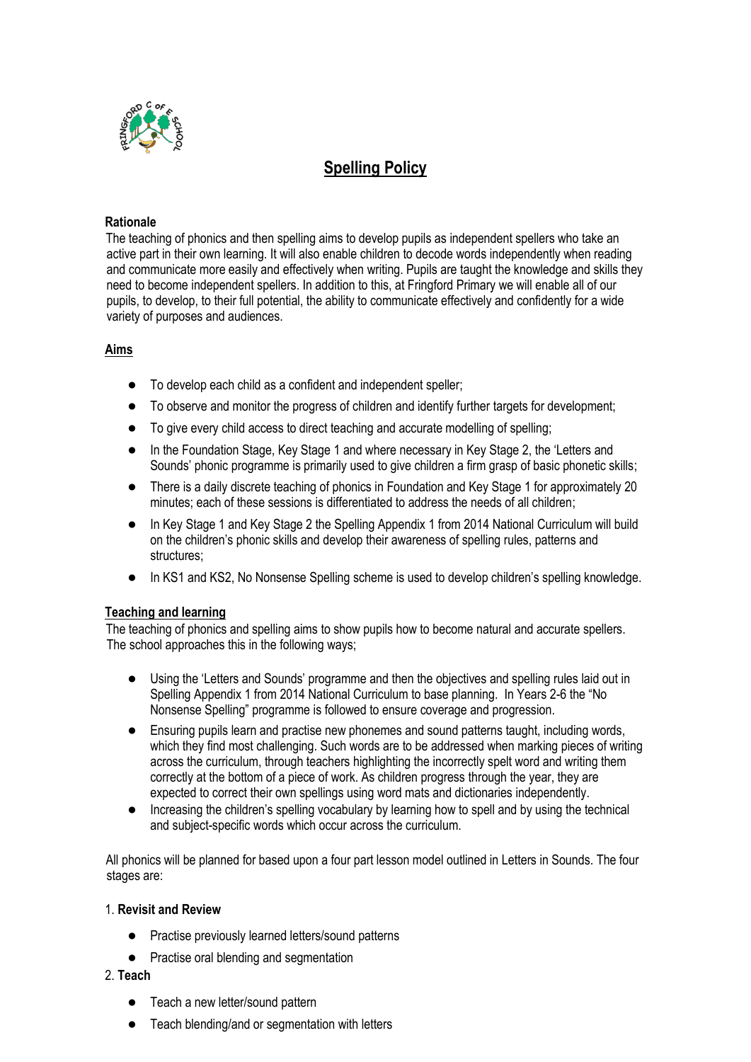# Spelling Policy

**Rationale**

The teaching of phonics and then spelling aims to develop pupils as independent spellers who take an active part in their own learning. It will also enable children to decode words independently when reading and communicate more easily and effectively when writing. Pupils are taught the knowledge and skills they need to become independent spellers. In addition to this, at Fringford Primary we will enable all of our pupils, to develop, to their full potential, the ability to communicate effectively and confidently for a wide variety of purposes and audiences.

## Aims

- To develop each child as a confident and independent speller;
- To observe and monitor the progress of children and identify further targets for development;
- To give every child access to direct teaching and accurate modelling of spelling;
- In the Foundation Stage, Key Stage 1 and where necessary in Key Stage 2, the 'Letters and Sounds' phonic programme is primarily used to give children a firm grasp of basic phonetic skills;
- There is a daily discrete teaching of phonics in Foundation and Key Stage 1 for approximately 20 minutes; each of these sessions is differentiated to address the needs of all children;
- In Key Stage 1 and Key Stage 2 the Spelling Appendix 1 from 2014 National Curriculum will build on the children's phonic skills and develop their awareness of spelling rules, patterns and structures;
- In KS1 and KS2, No Nonsense Spelling scheme is used to develop children's spelling knowledge.

## Teaching and learning

The teaching of phonics and spelling aims to show pupils how to become natural and accurate spellers. The school approaches this in the following ways;

- Using the 'Letters and Sounds' programme and then the objectives and spelling rules laid out in Spelling Appendix 1 from 2014 National Curriculum to base planning. In Years 2-6 the "No Nonsense Spelling" programme is followed to ensure coverage and progression.
- Ensuring pupils learn and practise new phonemes and sound patterns taught, including words, which they find most challenging. Such words are to be addressed when marking pieces of writing across the curriculum, through teachers highlighting the incorrectly spelt word and writing them correctly at the bottom of a piece of work. As children progress through the year, they are expected to correct their own spellings using word mats and dictionaries independently.
- Increasing the children's spelling vocabulary by learning how to spell and by using the technical and subject-specific words which occur across the curriculum.

All phonics will be planned for based upon a four part lesson model outlined in Letters in Sounds. The four stages are:

1. **Revisit and Review**
   - Practise previously learned letters/sound patterns
   - Practise oral blending and segmentation
2. **Teach**
   - Teach a new letter/sound pattern
   - Teach blending/and or segmentation with letters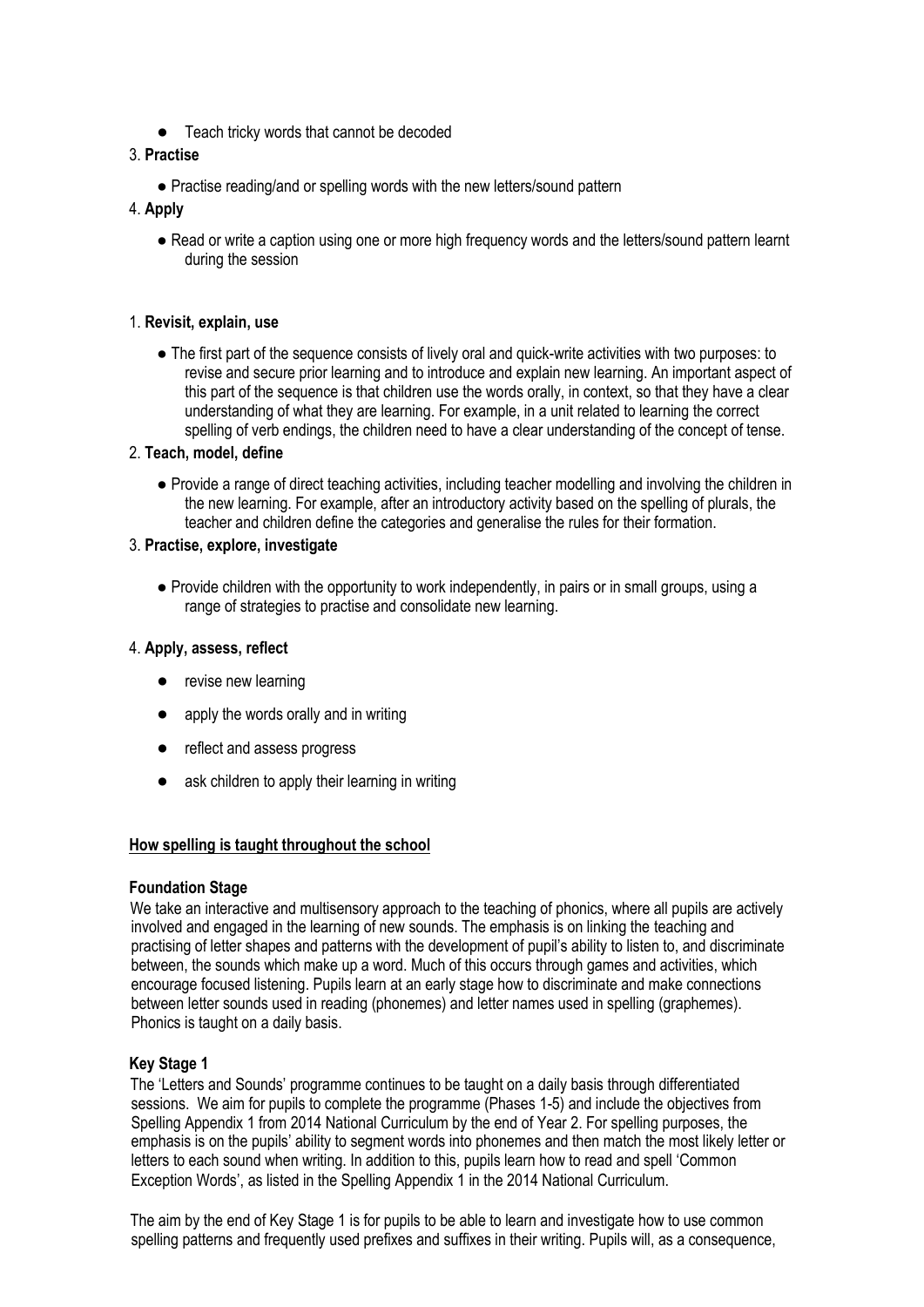- Teach tricky words that cannot be decoded

3. **Practise**
   - Practise reading/and or spelling words with the new letters/sound pattern
4. **Apply**
   - Read or write a caption using one or more high frequency words and the letters/sound pattern learnt during the session

1. **Revisit, explain, use**
   - The first part of the sequence consists of lively oral and quick-write activities with two purposes: to revise and secure prior learning and to introduce and explain new learning. An important aspect of this part of the sequence is that children use the words orally, in context, so that they have a clear understanding of what they are learning. For example, in a unit related to learning the correct spelling of verb endings, the children need to have a clear understanding of the concept of tense.
2. **Teach, model, define**
   - Provide a range of direct teaching activities, including teacher modelling and involving the children in the new learning. For example, after an introductory activity based on the spelling of plurals, the teacher and children define the categories and generalise the rules for their formation.
3. **Practise, explore, investigate**
   - Provide children with the opportunity to work independently, in pairs or in small groups, using a range of strategies to practise and consolidate new learning.
4. **Apply, assess, reflect**
   - revise new learning
   - apply the words orally and in writing
   - reflect and assess progress
   - ask children to apply their learning in writing

<u>**How spelling is taught throughout the school**</u>

**Foundation Stage**

We take an interactive and multisensory approach to the teaching of phonics, where all pupils are actively involved and engaged in the learning of new sounds. The emphasis is on linking the teaching and practising of letter shapes and patterns with the development of pupil's ability to listen to, and discriminate between, the sounds which make up a word. Much of this occurs through games and activities, which encourage focused listening. Pupils learn at an early stage how to discriminate and make connections between letter sounds used in reading (phonemes) and letter names used in spelling (graphemes). Phonics is taught on a daily basis.

**Key Stage 1**

The 'Letters and Sounds' programme continues to be taught on a daily basis through differentiated sessions. We aim for pupils to complete the programme (Phases 1-5) and include the objectives from Spelling Appendix 1 from 2014 National Curriculum by the end of Year 2. For spelling purposes, the emphasis is on the pupils' ability to segment words into phonemes and then match the most likely letter or letters to each sound when writing. In addition to this, pupils learn how to read and spell 'Common Exception Words', as listed in the Spelling Appendix 1 in the 2014 National Curriculum.

The aim by the end of Key Stage 1 is for pupils to be able to learn and investigate how to use common spelling patterns and frequently used prefixes and suffixes in their writing. Pupils will, as a consequence,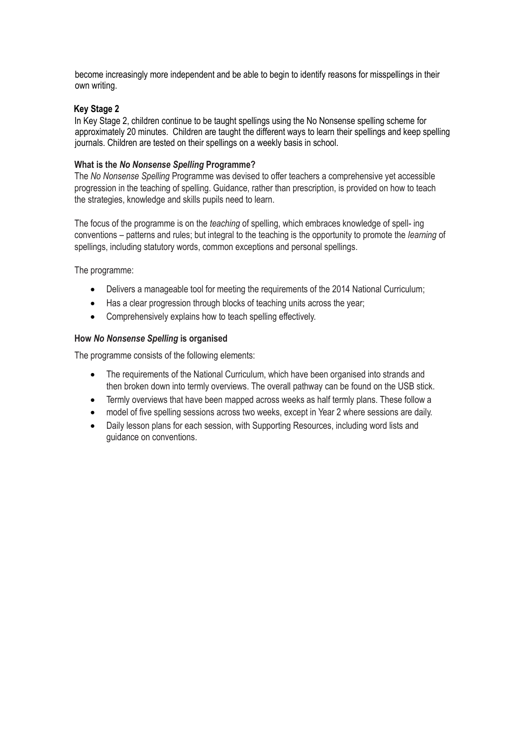become increasingly more independent and be able to begin to identify reasons for misspellings in their own writing.

**Key Stage 2**

In Key Stage 2, children continue to be taught spellings using the No Nonsense spelling scheme for approximately 20 minutes. Children are taught the different ways to learn their spellings and keep spelling journals. Children are tested on their spellings on a weekly basis in school.

**What is the *No Nonsense Spelling* Programme?**

The *No Nonsense Spelling* Programme was devised to offer teachers a comprehensive yet accessible progression in the teaching of spelling. Guidance, rather than prescription, is provided on how to teach the strategies, knowledge and skills pupils need to learn.

The focus of the programme is on the *teaching* of spelling, which embraces knowledge of spell- ing conventions – patterns and rules; but integral to the teaching is the opportunity to promote the *learning* of spellings, including statutory words, common exceptions and personal spellings.

The programme:

- Delivers a manageable tool for meeting the requirements of the 2014 National Curriculum;
- Has a clear progression through blocks of teaching units across the year;
- Comprehensively explains how to teach spelling effectively.

**How *No Nonsense Spelling* is organised**

The programme consists of the following elements:

- The requirements of the National Curriculum, which have been organised into strands and then broken down into termly overviews. The overall pathway can be found on the USB stick.
- Termly overviews that have been mapped across weeks as half termly plans. These follow a
- model of five spelling sessions across two weeks, except in Year 2 where sessions are daily.
- Daily lesson plans for each session, with Supporting Resources, including word lists and guidance on conventions.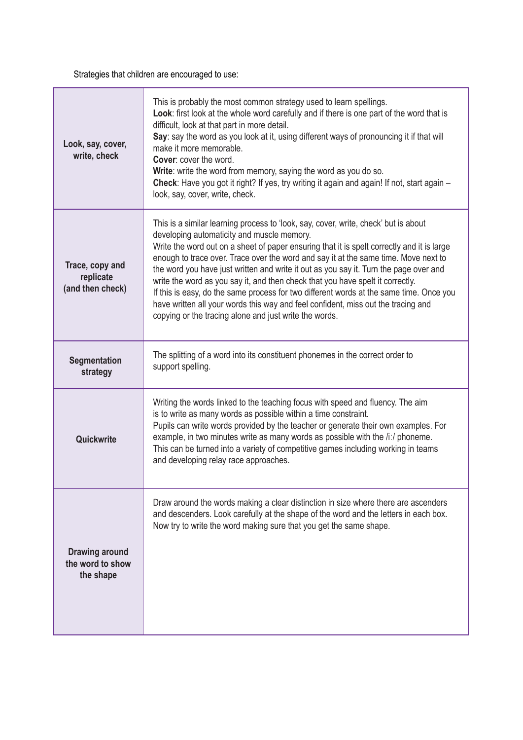Strategies that children are encouraged to use:

| | |
|---|---|
| **Look, say, cover, write, check** | This is probably the most common strategy used to learn spellings.<br>**Look**: first look at the whole word carefully and if there is one part of the word that is difficult, look at that part in more detail.<br>**Say**: say the word as you look at it, using different ways of pronouncing it if that will make it more memorable.<br>**Cover**: cover the word.<br>**Write**: write the word from memory, saying the word as you do so.<br>**Check**: Have you got it right? If yes, try writing it again and again! If not, start again – look, say, cover, write, check. |
| **Trace, copy and replicate (and then check)** | This is a similar learning process to 'look, say, cover, write, check' but is about developing automaticity and muscle memory.<br>Write the word out on a sheet of paper ensuring that it is spelt correctly and it is large enough to trace over. Trace over the word and say it at the same time. Move next to the word you have just written and write it out as you say it. Turn the page over and write the word as you say it, and then check that you have spelt it correctly.<br>If this is easy, do the same process for two different words at the same time. Once you have written all your words this way and feel confident, miss out the tracing and copying or the tracing alone and just write the words. |
| **Segmentation strategy** | The splitting of a word into its constituent phonemes in the correct order to support spelling. |
| **Quickwrite** | Writing the words linked to the teaching focus with speed and fluency. The aim is to write as many words as possible within a time constraint.<br>Pupils can write words provided by the teacher or generate their own examples. For example, in two minutes write as many words as possible with the /iː/ phoneme.<br>This can be turned into a variety of competitive games including working in teams and developing relay race approaches. |
| **Drawing around the word to show the shape** | Draw around the words making a clear distinction in size where there are ascenders and descenders. Look carefully at the shape of the word and the letters in each box. Now try to write the word making sure that you get the same shape. |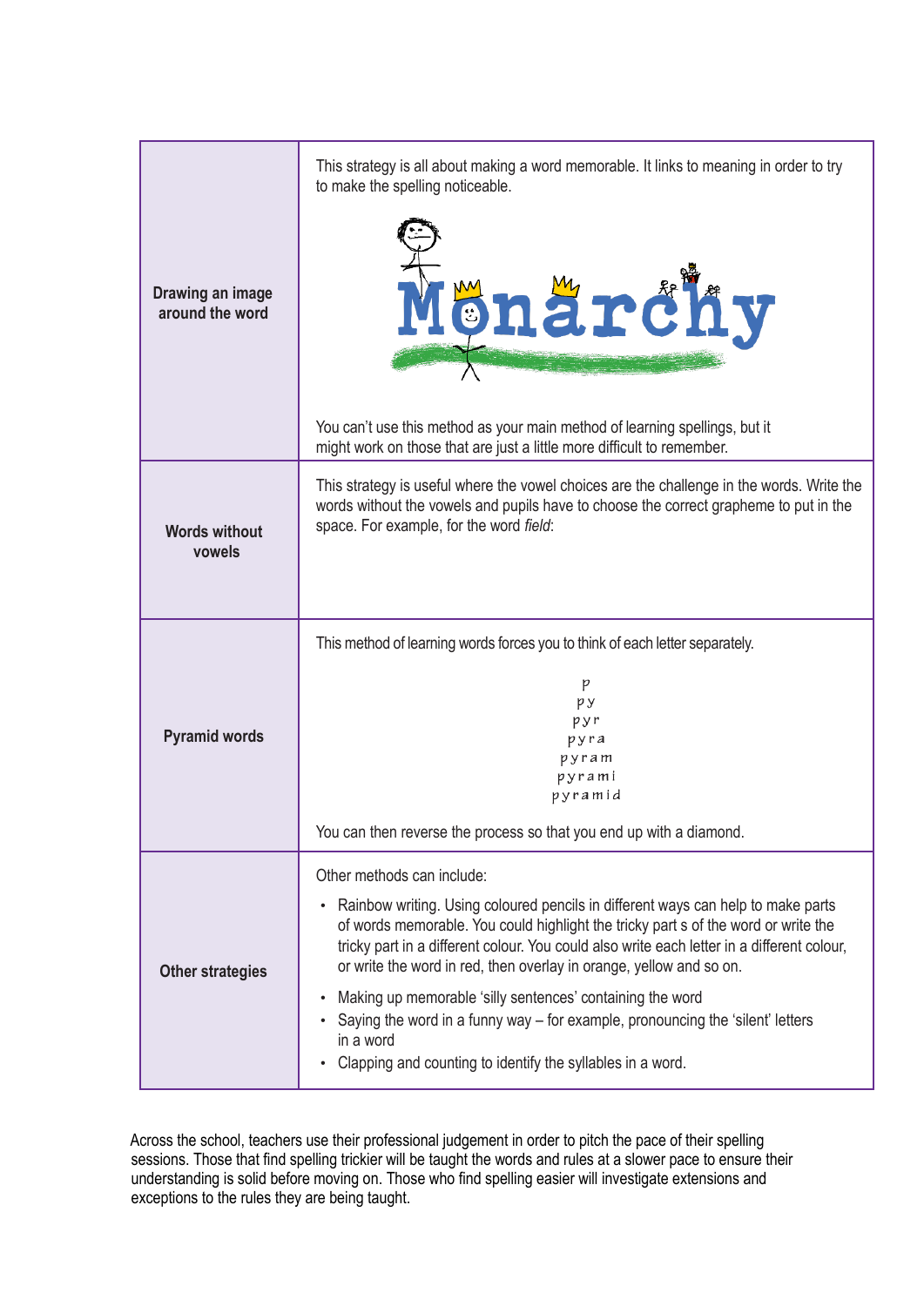| | |
|---|---|
| **Drawing an image around the word** | This strategy is all about making a word memorable. It links to meaning in order to try to make the spelling noticeable.<br><br>Monarchy<br><br>You can't use this method as your main method of learning spellings, but it might work on those that are just a little more difficult to remember. |
| **Words without vowels** | This strategy is useful where the vowel choices are the challenge in the words. Write the words without the vowels and pupils have to choose the correct grapheme to put in the space. For example, for the word *field*: |
| **Pyramid words** | This method of learning words forces you to think of each letter separately.<br><br>p<br>py<br>pyr<br>pyra<br>pyram<br>pyrami<br>pyramid<br><br>You can then reverse the process so that you end up with a diamond. |
| **Other strategies** | Other methods can include:<br><br>• Rainbow writing. Using coloured pencils in different ways can help to make parts of words memorable. You could highlight the tricky part s of the word or write the tricky part in a different colour. You could also write each letter in a different colour, or write the word in red, then overlay in orange, yellow and so on.<br>• Making up memorable 'silly sentences' containing the word<br>• Saying the word in a funny way – for example, pronouncing the 'silent' letters in a word<br>• Clapping and counting to identify the syllables in a word. |

Across the school, teachers use their professional judgement in order to pitch the pace of their spelling sessions. Those that find spelling trickier will be taught the words and rules at a slower pace to ensure their understanding is solid before moving on. Those who find spelling easier will investigate extensions and exceptions to the rules they are being taught.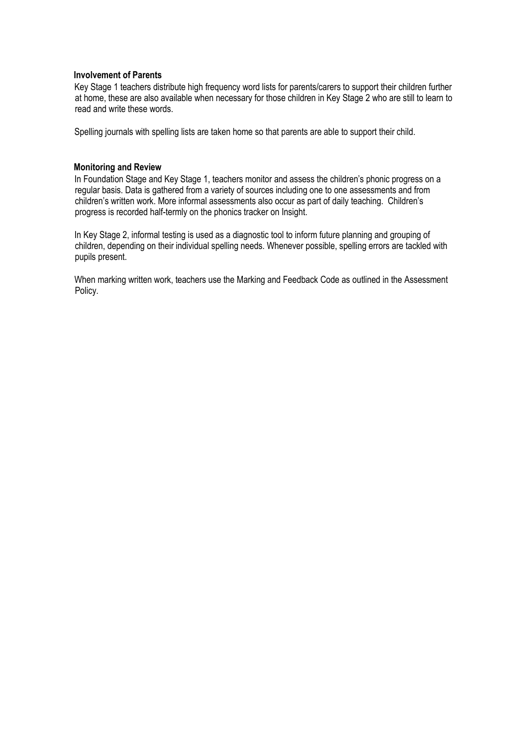**Involvement of Parents**

Key Stage 1 teachers distribute high frequency word lists for parents/carers to support their children further at home, these are also available when necessary for those children in Key Stage 2 who are still to learn to read and write these words.

Spelling journals with spelling lists are taken home so that parents are able to support their child.

**Monitoring and Review**

In Foundation Stage and Key Stage 1, teachers monitor and assess the children's phonic progress on a regular basis. Data is gathered from a variety of sources including one to one assessments and from children's written work. More informal assessments also occur as part of daily teaching. Children's progress is recorded half-termly on the phonics tracker on Insight.

In Key Stage 2, informal testing is used as a diagnostic tool to inform future planning and grouping of children, depending on their individual spelling needs. Whenever possible, spelling errors are tackled with pupils present.

When marking written work, teachers use the Marking and Feedback Code as outlined in the Assessment Policy.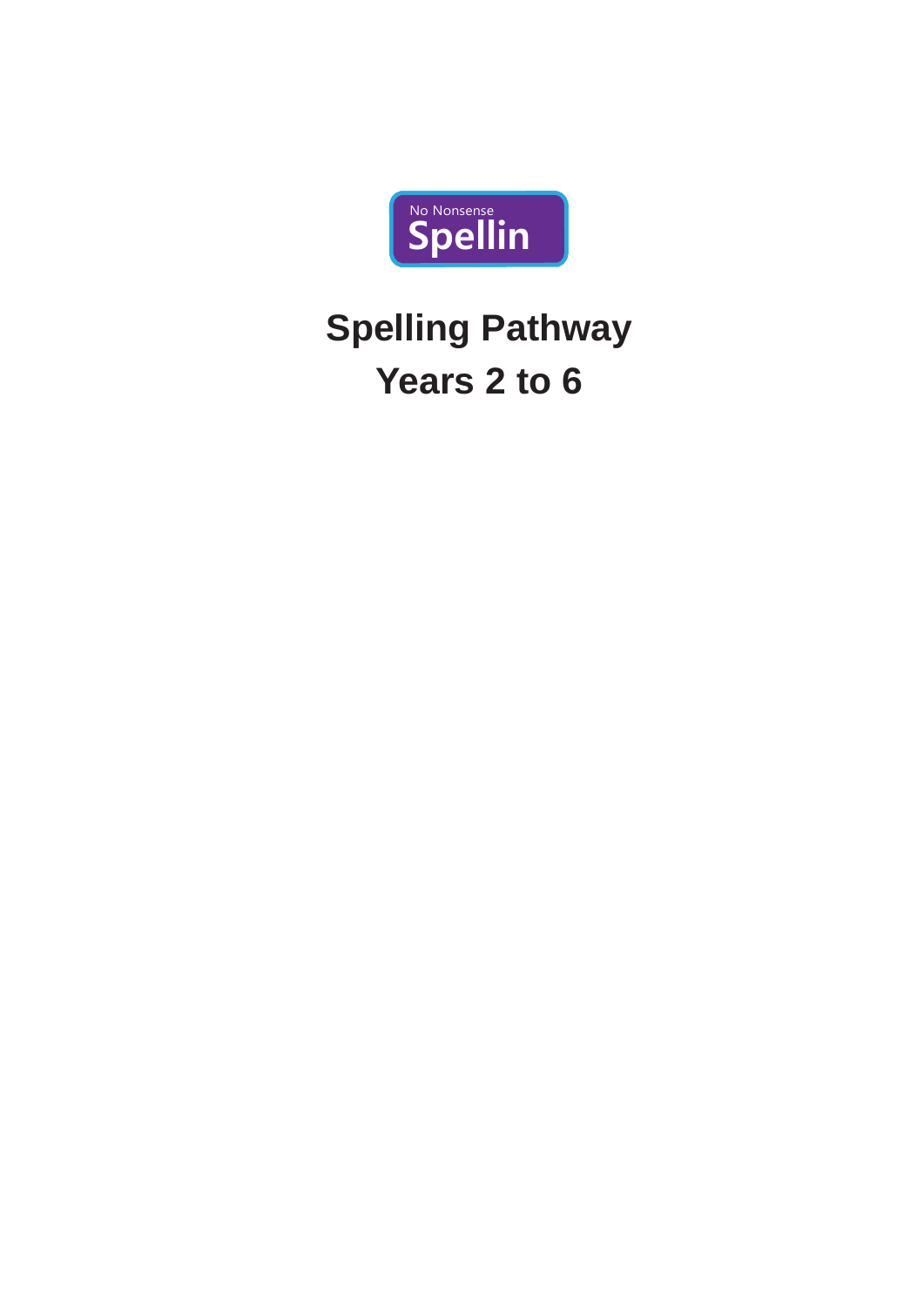No Nonsense

Spellin

# Spelling Pathway

# Years 2 to 6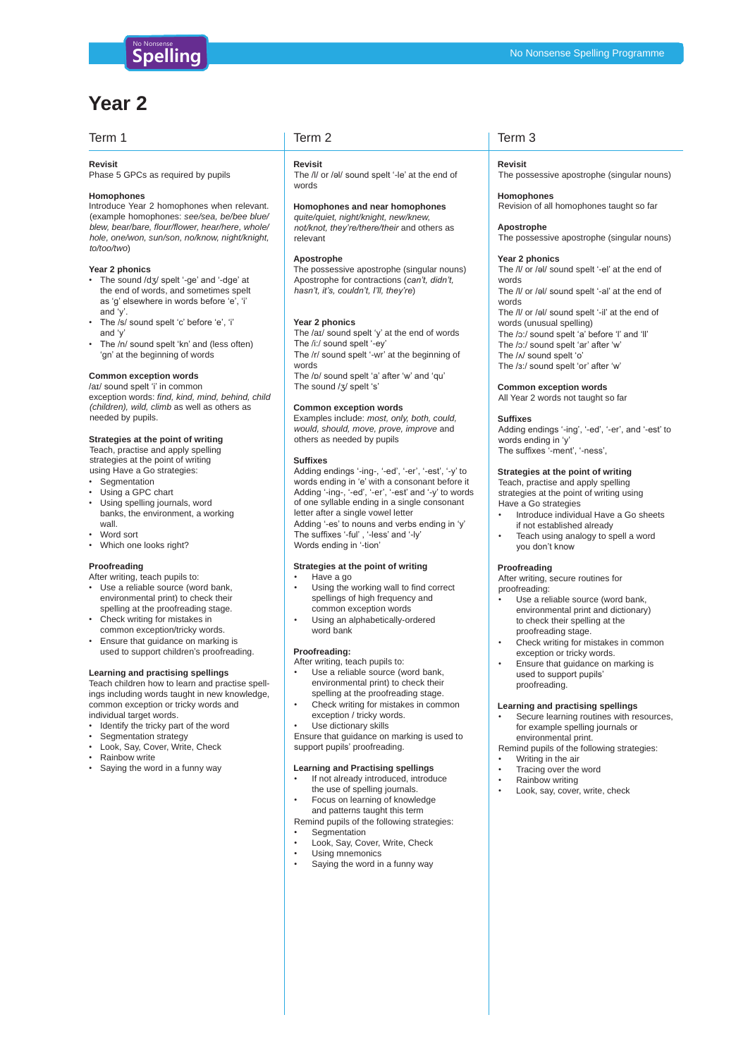# Year 2

## Term 1

**Revisit**
Phase 5 GPCs as required by pupils

**Homophones**
Introduce Year 2 homophones when relevant. (example homophones: *see/sea, be/bee blue/blew, bear/bare, flour/flower, hear/here, whole/hole, one/won, sun/son, no/know, night/knight, to/too/two*)

**Year 2 phonics**
- The sound /dʒ/ spelt '-ge' and '-dge' at the end of words, and sometimes spelt as 'g' elsewhere in words before 'e', 'i' and 'y'.
- The /s/ sound spelt 'c' before 'e', 'i' and 'y'
- The /n/ sound spelt 'kn' and (less often) 'gn' at the beginning of words

**Common exception words**
/aɪ/ sound spelt 'i' in common exception words: *find, kind, mind, behind, child (children), wild, climb* as well as others as needed by pupils.

**Strategies at the point of writing**
Teach, practise and apply spelling strategies at the point of writing using Have a Go strategies:
- Segmentation
- Using a GPC chart
- Using spelling journals, word banks, the environment, a working wall.
- Word sort
- Which one looks right?

**Proofreading**
After writing, teach pupils to:
- Use a reliable source (word bank, environmental print) to check their spelling at the proofreading stage.
- Check writing for mistakes in common exception/tricky words.
- Ensure that guidance on marking is used to support children's proofreading.

**Learning and practising spellings**
Teach children how to learn and practise spellings including words taught in new knowledge, common exception or tricky words and individual target words.
- Identify the tricky part of the word
- Segmentation strategy
- Look, Say, Cover, Write, Check
- Rainbow write
- Saying the word in a funny way

## Term 2

**Revisit**
The /l/ or /əl/ sound spelt '-le' at the end of words

**Homophones and near homophones**
*quite/quiet, night/knight, new/knew, not/knot, they're/there/their* and others as relevant

**Apostrophe**
The possessive apostrophe (singular nouns)
Apostrophe for contractions (*can't, didn't, hasn't, it's, couldn't, I'll, they're*)

**Year 2 phonics**
The /aɪ/ sound spelt 'y' at the end of words
The /i:/ sound spelt '-ey'
The /r/ sound spelt '-wr' at the beginning of words
The /ɒ/ sound spelt 'a' after 'w' and 'qu'
The sound /ʒ/ spelt 's'

**Common exception words**
Examples include: *most, only, both, could, would, should, move, prove, improve* and others as needed by pupils

**Suffixes**
Adding endings '-ing-, '-ed', '-er', '-est', '-y' to words ending in 'e' with a consonant before it
Adding '-ing-, '-ed', '-er', '-est' and '-y' to words of one syllable ending in a single consonant letter after a single vowel letter
Adding '-es' to nouns and verbs ending in 'y'
The suffixes '-ful' , '-less' and '-ly'
Words ending in '-tion'

**Strategies at the point of writing**
- Have a go
- Using the working wall to find correct spellings of high frequency and common exception words
- Using an alphabetically-ordered word bank

**Proofreading:**
After writing, teach pupils to:
- Use a reliable source (word bank, environmental print) to check their spelling at the proofreading stage.
- Check writing for mistakes in common exception / tricky words.
- Use dictionary skills

Ensure that guidance on marking is used to support pupils' proofreading.

**Learning and Practising spellings**
- If not already introduced, introduce the use of spelling journals.
- Focus on learning of knowledge and patterns taught this term

Remind pupils of the following strategies:
- Segmentation
- Look, Say, Cover, Write, Check
- Using mnemonics
- Saying the word in a funny way

## Term 3

**Revisit**
The possessive apostrophe (singular nouns)

**Homophones**
Revision of all homophones taught so far

**Apostrophe**
The possessive apostrophe (singular nouns)

**Year 2 phonics**
The /l/ or /əl/ sound spelt '-el' at the end of words
The /l/ or /əl/ sound spelt '-al' at the end of words
The /l/ or /əl/ sound spelt '-il' at the end of words (unusual spelling)
The /ɔ:/ sound spelt 'a' before 'l' and 'll'
The /ɔ:/ sound spelt 'ar' after 'w'
The /ʌ/ sound spelt 'o'
The /ɜ:/ sound spelt 'or' after 'w'

**Common exception words**
All Year 2 words not taught so far

**Suffixes**
Adding endings '-ing', '-ed', '-er', and '-est' to words ending in 'y'
The suffixes '-ment', '-ness',

**Strategies at the point of writing**
Teach, practise and apply spelling strategies at the point of writing using Have a Go strategies
- Introduce individual Have a Go sheets if not established already
- Teach using analogy to spell a word you don't know

**Proofreading**
After writing, secure routines for proofreading:
- Use a reliable source (word bank, environmental print and dictionary) to check their spelling at the proofreading stage.
- Check writing for mistakes in common exception or tricky words.
- Ensure that guidance on marking is used to support pupils' proofreading.

**Learning and practising spellings**
- Secure learning routines with resources, for example spelling journals or environmental print.

Remind pupils of the following strategies:
- Writing in the air
- Tracing over the word
- Rainbow writing
- Look, say, cover, write, check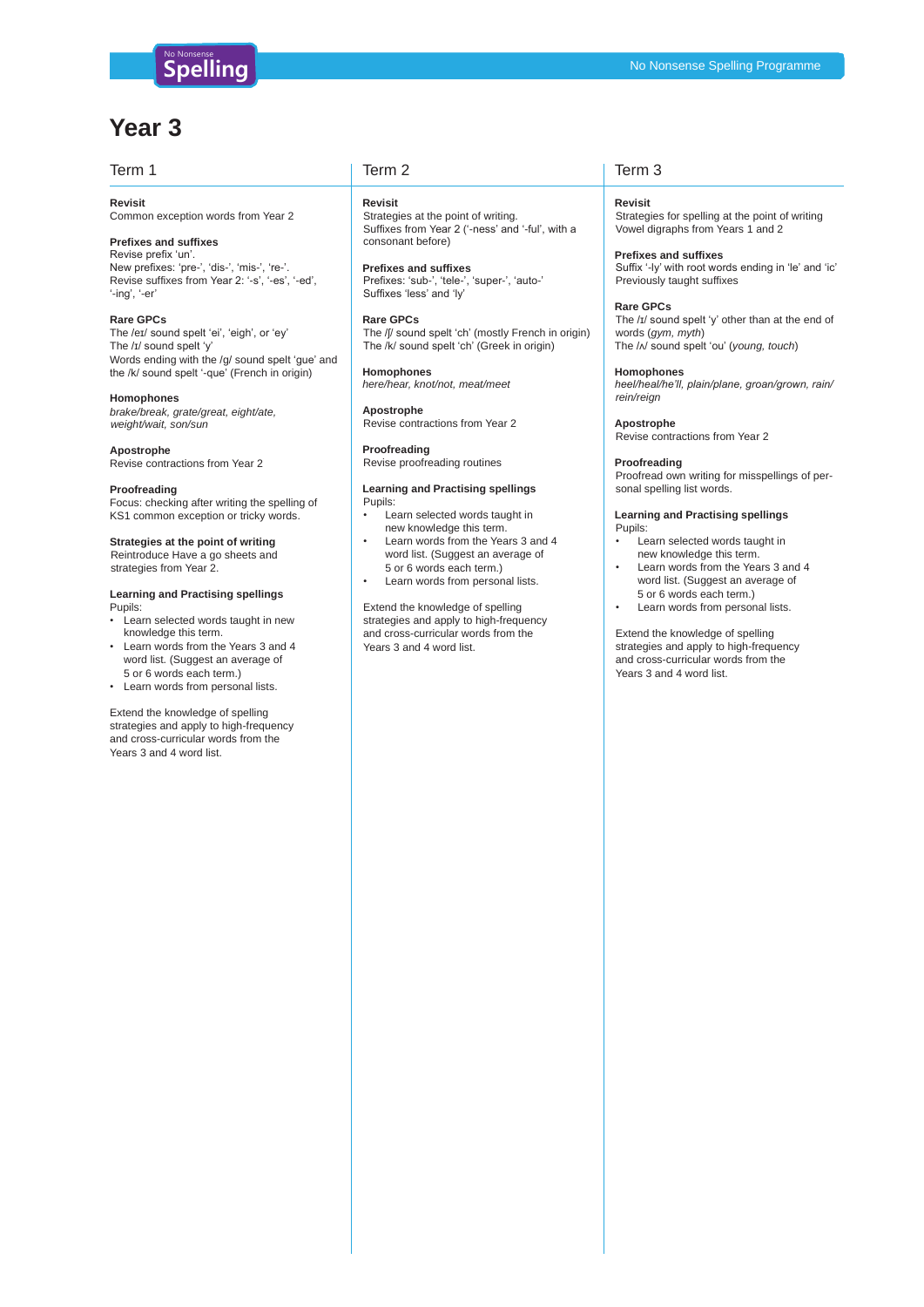# Year 3

## Term 1

**Revisit**
Common exception words from Year 2

**Prefixes and suffixes**
Revise prefix 'un'.
New prefixes: 'pre-', 'dis-', 'mis-', 're-'.
Revise suffixes from Year 2: '-s', '-es', '-ed', '-ing', '-er'

**Rare GPCs**
The /eɪ/ sound spelt 'ei', 'eigh', or 'ey'
The /ɪ/ sound spelt 'y'
Words ending with the /g/ sound spelt 'gue' and the /k/ sound spelt '-que' (French in origin)

**Homophones**
*brake/break, grate/great, eight/ate, weight/wait, son/sun*

**Apostrophe**
Revise contractions from Year 2

**Proofreading**
Focus: checking after writing the spelling of KS1 common exception or tricky words.

**Strategies at the point of writing**
Reintroduce Have a go sheets and strategies from Year 2.

**Learning and Practising spellings**
Pupils:

- Learn selected words taught in new knowledge this term.
- Learn words from the Years 3 and 4 word list. (Suggest an average of 5 or 6 words each term.)
- Learn words from personal lists.

Extend the knowledge of spelling strategies and apply to high-frequency and cross-curricular words from the Years 3 and 4 word list.

## Term 2

**Revisit**
Strategies at the point of writing.
Suffixes from Year 2 ('-ness' and '-ful', with a consonant before)

**Prefixes and suffixes**
Prefixes: 'sub-', 'tele-', 'super-', 'auto-'
Suffixes 'less' and 'ly'

**Rare GPCs**
The /ʃ/ sound spelt 'ch' (mostly French in origin)
The /k/ sound spelt 'ch' (Greek in origin)

**Homophones**
*here/hear, knot/not, meat/meet*

**Apostrophe**
Revise contractions from Year 2

**Proofreading**
Revise proofreading routines

**Learning and Practising spellings**
Pupils:

- Learn selected words taught in new knowledge this term.
- Learn words from the Years 3 and 4 word list. (Suggest an average of 5 or 6 words each term.)
- Learn words from personal lists.

Extend the knowledge of spelling strategies and apply to high-frequency and cross-curricular words from the Years 3 and 4 word list.

## Term 3

**Revisit**
Strategies for spelling at the point of writing
Vowel digraphs from Years 1 and 2

**Prefixes and suffixes**
Suffix '-ly' with root words ending in 'le' and 'ic'
Previously taught suffixes

**Rare GPCs**
The /ɪ/ sound spelt 'y' other than at the end of words (*gym, myth*)
The /ʌ/ sound spelt 'ou' (*young, touch*)

**Homophones**
*heel/heal/he'll, plain/plane, groan/grown, rain/rein/reign*

**Apostrophe**
Revise contractions from Year 2

**Proofreading**
Proofread own writing for misspellings of personal spelling list words.

**Learning and Practising spellings**
Pupils:

- Learn selected words taught in new knowledge this term.
- Learn words from the Years 3 and 4 word list. (Suggest an average of 5 or 6 words each term.)
- Learn words from personal lists.

Extend the knowledge of spelling strategies and apply to high-frequency and cross-curricular words from the Years 3 and 4 word list.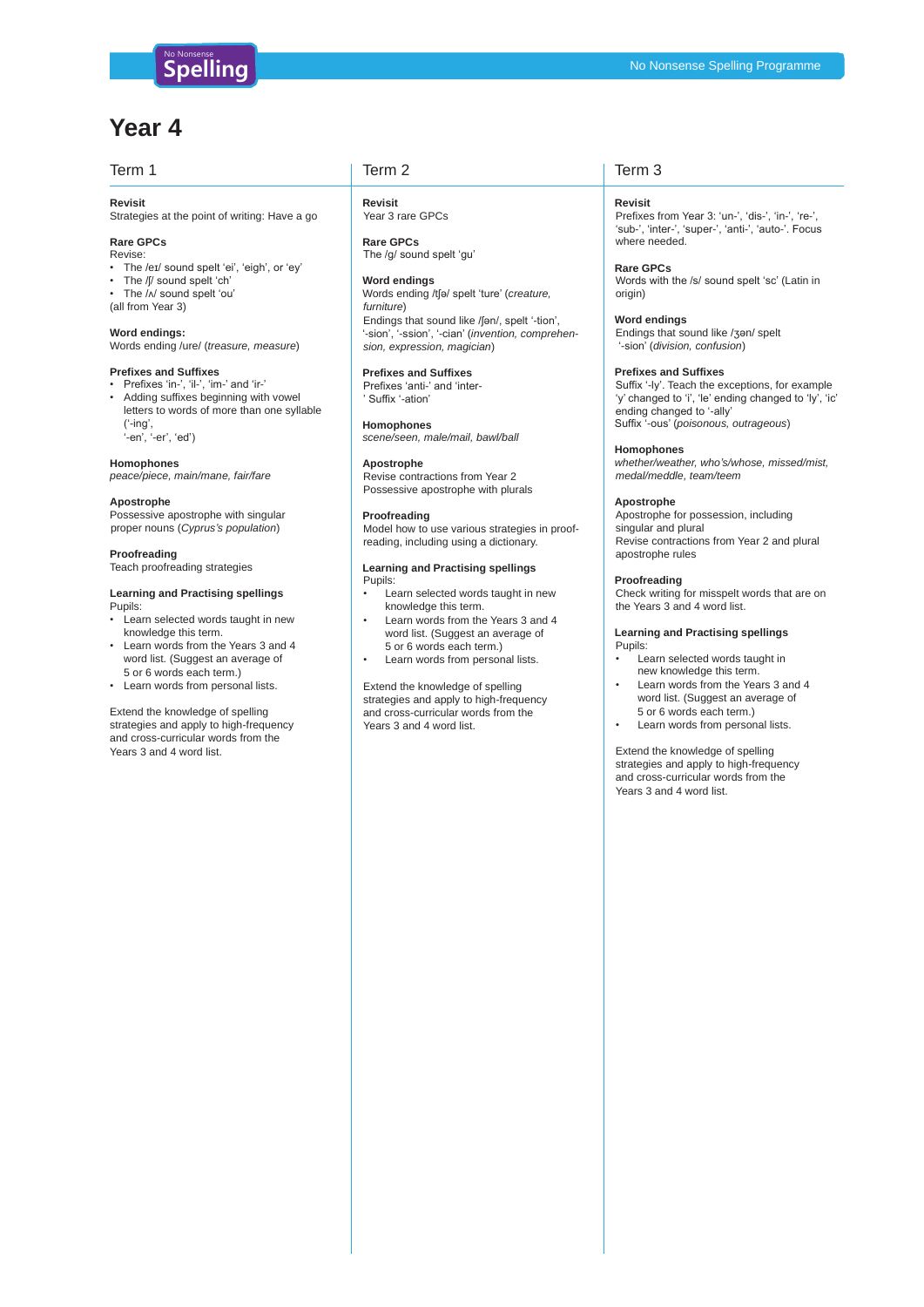# Year 4

## Term 1

**Revisit**
Strategies at the point of writing: Have a go

**Rare GPCs**
Revise:

- The /eɪ/ sound spelt 'ei', 'eigh', or 'ey'
- The /ʃ/ sound spelt 'ch'
- The /ʌ/ sound spelt 'ou'

(all from Year 3)

**Word endings:**
Words ending /ure/ (*treasure, measure*)

**Prefixes and Suffixes**

- Prefixes 'in-', 'il-', 'im-' and 'ir-'
- Adding suffixes beginning with vowel letters to words of more than one syllable ('-ing', '-en', '-er', 'ed')

**Homophones**
*peace/piece, main/mane, fair/fare*

**Apostrophe**
Possessive apostrophe with singular proper nouns (*Cyprus's population*)

**Proofreading**
Teach proofreading strategies

**Learning and Practising spellings**
Pupils:

- Learn selected words taught in new knowledge this term.
- Learn words from the Years 3 and 4 word list. (Suggest an average of 5 or 6 words each term.)
- Learn words from personal lists.

Extend the knowledge of spelling strategies and apply to high-frequency and cross-curricular words from the Years 3 and 4 word list.

## Term 2

**Revisit**
Year 3 rare GPCs

**Rare GPCs**
The /g/ sound spelt 'gu'

**Word endings**
Words ending /tʃə/ spelt 'ture' (*creature, furniture*)
Endings that sound like /ʃən/, spelt '-tion', '-sion', '-ssion', '-cian' (*invention, comprehension, expression, magician*)

**Prefixes and Suffixes**
Prefixes 'anti-' and 'inter-'
' Suffix '-ation'

**Homophones**
*scene/seen, male/mail, bawl/ball*

**Apostrophe**
Revise contractions from Year 2
Possessive apostrophe with plurals

**Proofreading**
Model how to use various strategies in proofreading, including using a dictionary.

**Learning and Practising spellings**
Pupils:

- Learn selected words taught in new knowledge this term.
- Learn words from the Years 3 and 4 word list. (Suggest an average of 5 or 6 words each term.)
- Learn words from personal lists.

Extend the knowledge of spelling strategies and apply to high-frequency and cross-curricular words from the Years 3 and 4 word list.

## Term 3

**Revisit**
Prefixes from Year 3: 'un-', 'dis-', 'in-', 're-', 'sub-', 'inter-', 'super-', 'anti-', 'auto-'. Focus where needed.

**Rare GPCs**
Words with the /s/ sound spelt 'sc' (Latin in origin)

**Word endings**
Endings that sound like /ʒən/ spelt '-sion' (*division, confusion*)

**Prefixes and Suffixes**
Suffix '-ly'. Teach the exceptions, for example 'y' changed to 'i', 'le' ending changed to 'ly', 'ic' ending changed to '-ally'
Suffix '-ous' (*poisonous, outrageous*)

**Homophones**
*whether/weather, who's/whose, missed/mist, medal/meddle, team/teem*

**Apostrophe**
Apostrophe for possession, including singular and plural
Revise contractions from Year 2 and plural apostrophe rules

**Proofreading**
Check writing for misspelt words that are on the Years 3 and 4 word list.

**Learning and Practising spellings**
Pupils:

- Learn selected words taught in new knowledge this term.
- Learn words from the Years 3 and 4 word list. (Suggest an average of 5 or 6 words each term.)
- Learn words from personal lists.

Extend the knowledge of spelling strategies and apply to high-frequency and cross-curricular words from the Years 3 and 4 word list.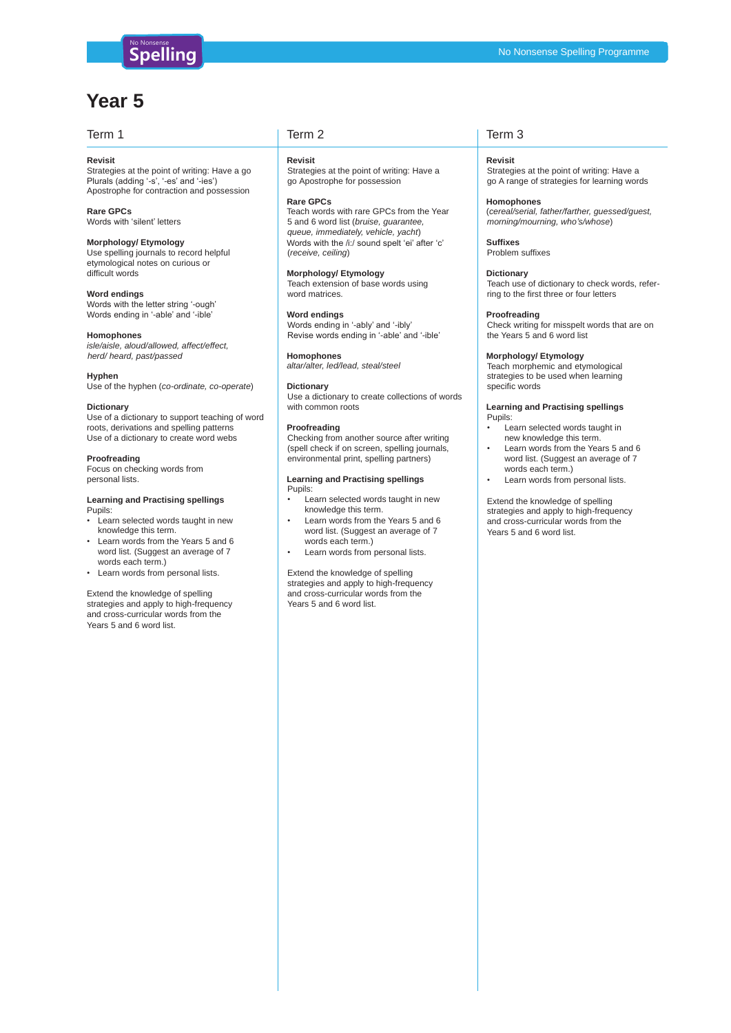# Year 5

## Term 1

**Revisit**
Strategies at the point of writing: Have a go
Plurals (adding '-s', '-es' and '-ies')
Apostrophe for contraction and possession

**Rare GPCs**
Words with 'silent' letters

**Morphology/ Etymology**
Use spelling journals to record helpful etymological notes on curious or difficult words

**Word endings**
Words with the letter string '-ough'
Words ending in '-able' and '-ible'

**Homophones**
*isle/aisle, aloud/allowed, affect/effect, herd/ heard, past/passed*

**Hyphen**
Use of the hyphen (*co-ordinate, co-operate*)

**Dictionary**
Use of a dictionary to support teaching of word roots, derivations and spelling patterns
Use of a dictionary to create word webs

**Proofreading**
Focus on checking words from personal lists.

**Learning and Practising spellings**
Pupils:

- Learn selected words taught in new knowledge this term.
- Learn words from the Years 5 and 6 word list. (Suggest an average of 7 words each term.)
- Learn words from personal lists.

Extend the knowledge of spelling strategies and apply to high-frequency and cross-curricular words from the Years 5 and 6 word list.

## Term 2

**Revisit**
Strategies at the point of writing: Have a go Apostrophe for possession

**Rare GPCs**
Teach words with rare GPCs from the Year 5 and 6 word list (*bruise, guarantee, queue, immediately, vehicle, yacht*)
Words with the /i:/ sound spelt 'ei' after 'c' (*receive, ceiling*)

**Morphology/ Etymology**
Teach extension of base words using word matrices.

**Word endings**
Words ending in '-ably' and '-ibly'
Revise words ending in '-able' and '-ible'

**Homophones**
*altar/alter, led/lead, steal/steel*

**Dictionary**
Use a dictionary to create collections of words with common roots

**Proofreading**
Checking from another source after writing (spell check if on screen, spelling journals, environmental print, spelling partners)

**Learning and Practising spellings**
Pupils:

- Learn selected words taught in new knowledge this term.
- Learn words from the Years 5 and 6 word list. (Suggest an average of 7 words each term.)
- Learn words from personal lists.

Extend the knowledge of spelling strategies and apply to high-frequency and cross-curricular words from the Years 5 and 6 word list.

## Term 3

**Revisit**
Strategies at the point of writing: Have a go A range of strategies for learning words

**Homophones**
(*cereal/serial, father/farther, guessed/guest, morning/mourning, who's/whose*)

**Suffixes**
Problem suffixes

**Dictionary**
Teach use of dictionary to check words, referring to the first three or four letters

**Proofreading**
Check writing for misspelt words that are on the Years 5 and 6 word list

**Morphology/ Etymology**
Teach morphemic and etymological strategies to be used when learning specific words

**Learning and Practising spellings**
Pupils:

- Learn selected words taught in new knowledge this term.
- Learn words from the Years 5 and 6 word list. (Suggest an average of 7 words each term.)
- Learn words from personal lists.

Extend the knowledge of spelling strategies and apply to high-frequency and cross-curricular words from the Years 5 and 6 word list.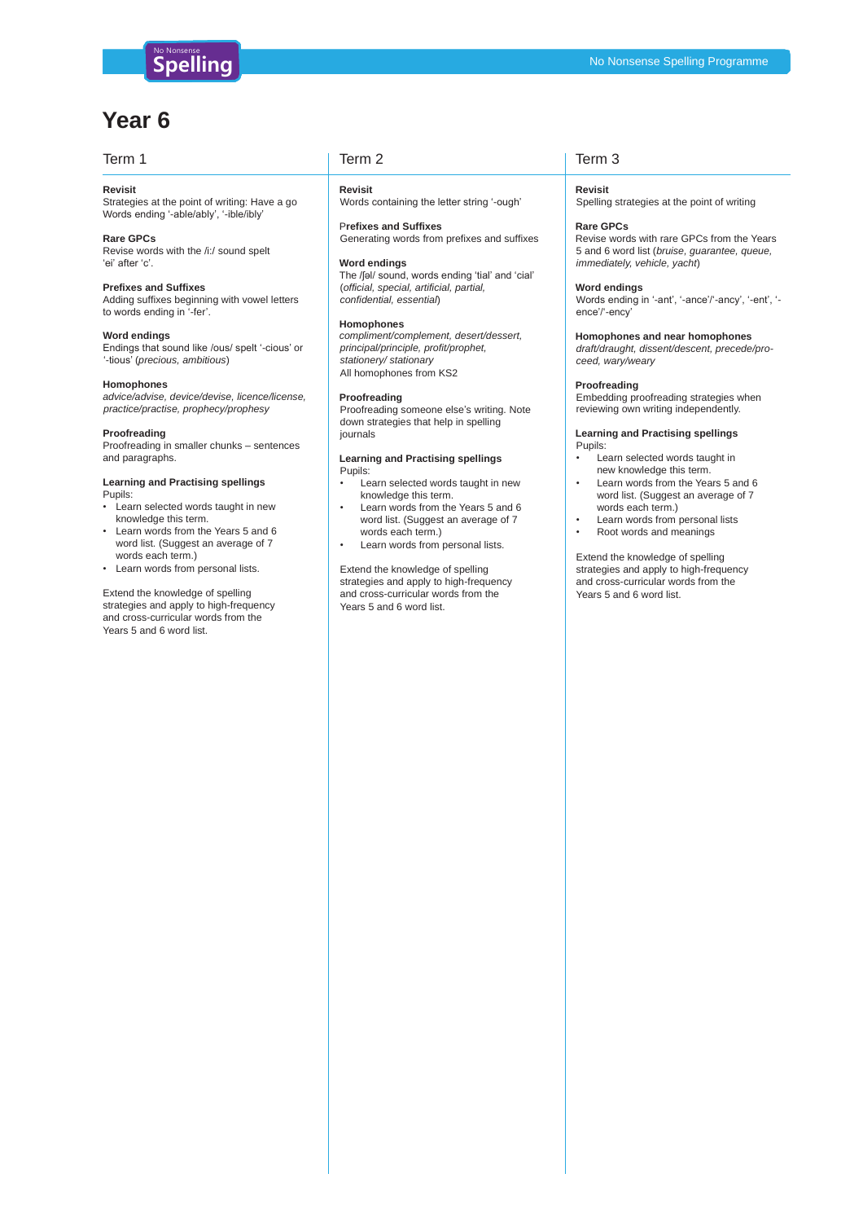# Year 6

## Term 1

**Revisit**
Strategies at the point of writing: Have a go
Words ending '-able/ably', '-ible/ibly'

**Rare GPCs**
Revise words with the /i:/ sound spelt 'ei' after 'c'.

**Prefixes and Suffixes**
Adding suffixes beginning with vowel letters to words ending in '-fer'.

**Word endings**
Endings that sound like /ous/ spelt '-cious' or '-tious' (*precious, ambitious*)

**Homophones**
*advice/advise, device/devise, licence/license, practice/practise, prophecy/prophesy*

**Proofreading**
Proofreading in smaller chunks – sentences and paragraphs.

**Learning and Practising spellings**
Pupils:

- Learn selected words taught in new knowledge this term.
- Learn words from the Years 5 and 6 word list. (Suggest an average of 7 words each term.)
- Learn words from personal lists.

Extend the knowledge of spelling strategies and apply to high-frequency and cross-curricular words from the Years 5 and 6 word list.

## Term 2

**Revisit**
Words containing the letter string '-ough'

**Prefixes and Suffixes**
Generating words from prefixes and suffixes

**Word endings**
The /ʃəl/ sound, words ending 'tial' and 'cial' (*official, special, artificial, partial, confidential, essential*)

**Homophones**
*compliment/complement, desert/dessert, principal/principle, profit/prophet, stationery/ stationary*
All homophones from KS2

**Proofreading**
Proofreading someone else's writing. Note down strategies that help in spelling journals

**Learning and Practising spellings**
Pupils:

- Learn selected words taught in new knowledge this term.
- Learn words from the Years 5 and 6 word list. (Suggest an average of 7 words each term.)
- Learn words from personal lists.

Extend the knowledge of spelling strategies and apply to high-frequency and cross-curricular words from the Years 5 and 6 word list.

## Term 3

**Revisit**
Spelling strategies at the point of writing

**Rare GPCs**
Revise words with rare GPCs from the Years 5 and 6 word list (*bruise, guarantee, queue, immediately, vehicle, yacht*)

**Word endings**
Words ending in '-ant', '-ance'/'-ancy', '-ent', '-ence'/'-ency'

**Homophones and near homophones**
*draft/draught, dissent/descent, precede/proceed, wary/weary*

**Proofreading**
Embedding proofreading strategies when reviewing own writing independently.

**Learning and Practising spellings**
Pupils:

- Learn selected words taught in new knowledge this term.
- Learn words from the Years 5 and 6 word list. (Suggest an average of 7 words each term.)
- Learn words from personal lists
- Root words and meanings

Extend the knowledge of spelling strategies and apply to high-frequency and cross-curricular words from the Years 5 and 6 word list.